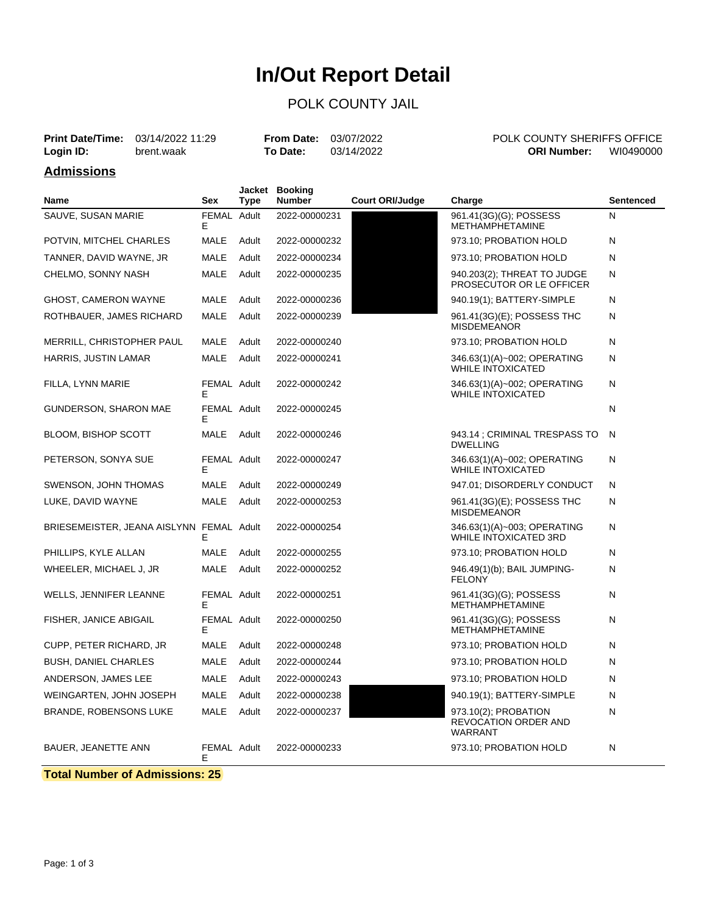# In/Out Report Detail

## POLK COUNTY JAIL

**Print Date/Time:** 03/14/2022 11:29
**Login ID:** brent.waak

**From Date:** 03/07/2022
**To Date:** 03/14/2022

POLK COUNTY SHERIFFS OFFICE
**ORI Number:** WI0490000

## Admissions

| Name | Sex | Jacket Type | Booking Number | Court ORI/Judge | Charge | Sentenced |
|---|---|---|---|---|---|---|
| SAUVE, SUSAN MARIE | FEMALE | Adult | 2022-00000231 | | 961.41(3G)(G); POSSESS METHAMPHETAMINE | N |
| POTVIN, MITCHEL CHARLES | MALE | Adult | 2022-00000232 | | 973.10; PROBATION HOLD | N |
| TANNER, DAVID WAYNE, JR | MALE | Adult | 2022-00000234 | | 973.10; PROBATION HOLD | N |
| CHELMO, SONNY NASH | MALE | Adult | 2022-00000235 | | 940.203(2); THREAT TO JUDGE PROSECUTOR OR LE OFFICER | N |
| GHOST, CAMERON WAYNE | MALE | Adult | 2022-00000236 | | 940.19(1); BATTERY-SIMPLE | N |
| ROTHBAUER, JAMES RICHARD | MALE | Adult | 2022-00000239 | | 961.41(3G)(E); POSSESS THC MISDEMEANOR | N |
| MERRILL, CHRISTOPHER PAUL | MALE | Adult | 2022-00000240 | | 973.10; PROBATION HOLD | N |
| HARRIS, JUSTIN LAMAR | MALE | Adult | 2022-00000241 | | 346.63(1)(A)~002; OPERATING WHILE INTOXICATED | N |
| FILLA, LYNN MARIE | FEMALE | Adult | 2022-00000242 | | 346.63(1)(A)~002; OPERATING WHILE INTOXICATED | N |
| GUNDERSON, SHARON MAE | FEMALE | Adult | 2022-00000245 | | | N |
| BLOOM, BISHOP SCOTT | MALE | Adult | 2022-00000246 | | 943.14 ; CRIMINAL TRESPASS TO DWELLING | N |
| PETERSON, SONYA SUE | FEMALE | Adult | 2022-00000247 | | 346.63(1)(A)~002; OPERATING WHILE INTOXICATED | N |
| SWENSON, JOHN THOMAS | MALE | Adult | 2022-00000249 | | 947.01; DISORDERLY CONDUCT | N |
| LUKE, DAVID WAYNE | MALE | Adult | 2022-00000253 | | 961.41(3G)(E); POSSESS THC MISDEMEANOR | N |
| BRIESEMEISTER, JEANA AISLYNN | FEMALE | Adult | 2022-00000254 | | 346.63(1)(A)~003; OPERATING WHILE INTOXICATED 3RD | N |
| PHILLIPS, KYLE ALLAN | MALE | Adult | 2022-00000255 | | 973.10; PROBATION HOLD | N |
| WHEELER, MICHAEL J, JR | MALE | Adult | 2022-00000252 | | 946.49(1)(b); BAIL JUMPING-FELONY | N |
| WELLS, JENNIFER LEANNE | FEMALE | Adult | 2022-00000251 | | 961.41(3G)(G); POSSESS METHAMPHETAMINE | N |
| FISHER, JANICE ABIGAIL | FEMALE | Adult | 2022-00000250 | | 961.41(3G)(G); POSSESS METHAMPHETAMINE | N |
| CUPP, PETER RICHARD, JR | MALE | Adult | 2022-00000248 | | 973.10; PROBATION HOLD | N |
| BUSH, DANIEL CHARLES | MALE | Adult | 2022-00000244 | | 973.10; PROBATION HOLD | N |
| ANDERSON, JAMES LEE | MALE | Adult | 2022-00000243 | | 973.10; PROBATION HOLD | N |
| WEINGARTEN, JOHN JOSEPH | MALE | Adult | 2022-00000238 | | 940.19(1); BATTERY-SIMPLE | N |
| BRANDE, ROBENSONS LUKE | MALE | Adult | 2022-00000237 | | 973.10(2); PROBATION REVOCATION ORDER AND WARRANT | N |
| BAUER, JEANETTE ANN | FEMALE | Adult | 2022-00000233 | | 973.10; PROBATION HOLD | N |

**Total Number of Admissions: 25**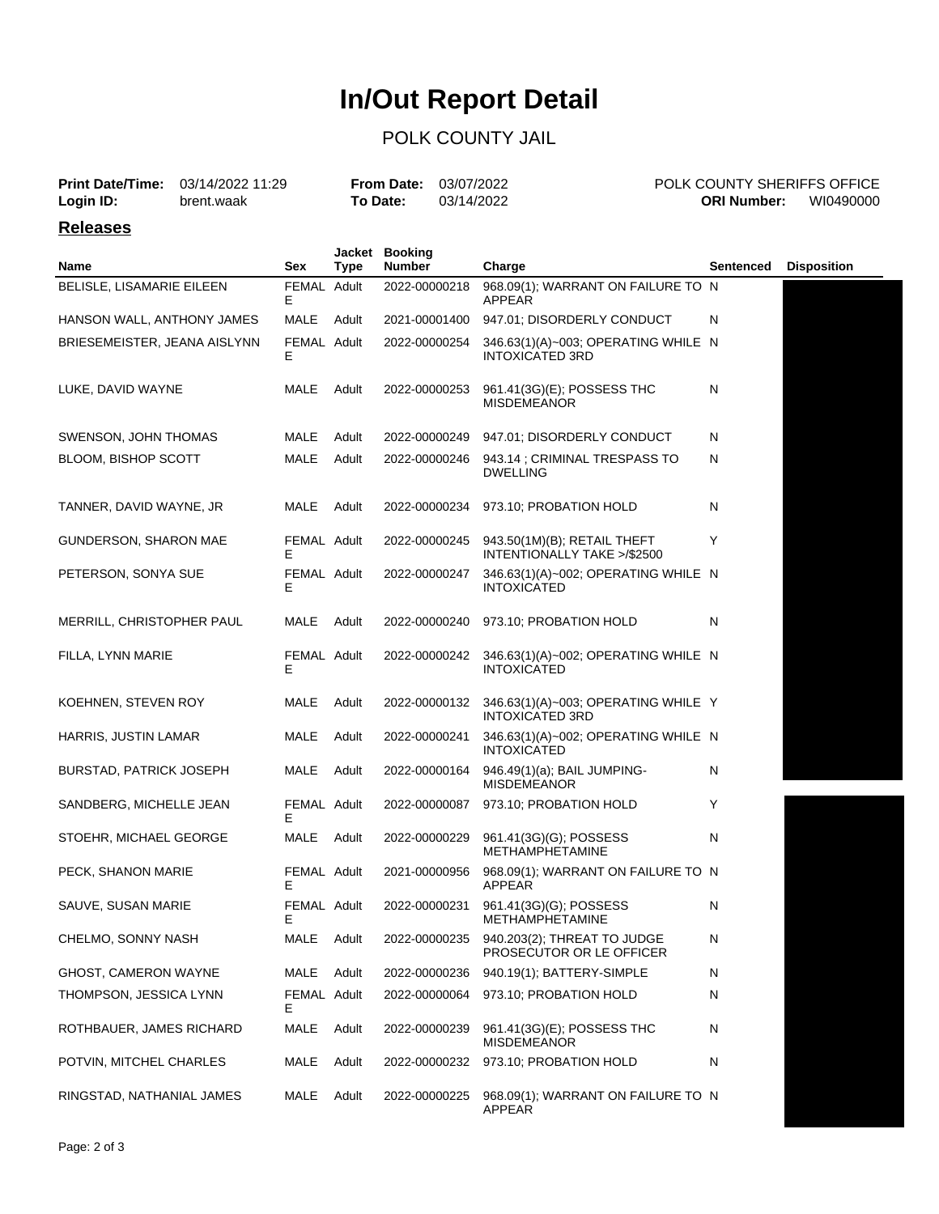# In/Out Report Detail

## POLK COUNTY JAIL

| | | | | | |
|---|---|---|---|---|---|
| **Print Date/Time:** | 03/14/2022 11:29 | **From Date:** | 03/07/2022 | POLK COUNTY SHERIFFS OFFICE | |
| **Login ID:** | brent.waak | **To Date:** | 03/14/2022 | **ORI Number:** | WI0490000 |

### Releases

| Name | Sex | Jacket Type | Booking Number | Charge | Sentenced | Disposition |
|---|---|---|---|---|---|---|
| BELISLE, LISAMARIE EILEEN | FEMALE | Adult | 2022-00000218 | 968.09(1); WARRANT ON FAILURE TO APPEAR | N | |
| HANSON WALL, ANTHONY JAMES | MALE | Adult | 2021-00001400 | 947.01; DISORDERLY CONDUCT | N | |
| BRIESEMEISTER, JEANA AISLYNN | FEMALE | Adult | 2022-00000254 | 346.63(1)(A)~003; OPERATING WHILE INTOXICATED 3RD | N | |
| LUKE, DAVID WAYNE | MALE | Adult | 2022-00000253 | 961.41(3G)(E); POSSESS THC MISDEMEANOR | N | |
| SWENSON, JOHN THOMAS | MALE | Adult | 2022-00000249 | 947.01; DISORDERLY CONDUCT | N | |
| BLOOM, BISHOP SCOTT | MALE | Adult | 2022-00000246 | 943.14 ; CRIMINAL TRESPASS TO DWELLING | N | |
| TANNER, DAVID WAYNE, JR | MALE | Adult | 2022-00000234 | 973.10; PROBATION HOLD | N | |
| GUNDERSON, SHARON MAE | FEMALE | Adult | 2022-00000245 | 943.50(1M)(B); RETAIL THEFT INTENTIONALLY TAKE >/$2500 | Y | |
| PETERSON, SONYA SUE | FEMALE | Adult | 2022-00000247 | 346.63(1)(A)~002; OPERATING WHILE INTOXICATED | N | |
| MERRILL, CHRISTOPHER PAUL | MALE | Adult | 2022-00000240 | 973.10; PROBATION HOLD | N | |
| FILLA, LYNN MARIE | FEMALE | Adult | 2022-00000242 | 346.63(1)(A)~002; OPERATING WHILE INTOXICATED | N | |
| KOEHNEN, STEVEN ROY | MALE | Adult | 2022-00000132 | 346.63(1)(A)~003; OPERATING WHILE INTOXICATED 3RD | Y | |
| HARRIS, JUSTIN LAMAR | MALE | Adult | 2022-00000241 | 346.63(1)(A)~002; OPERATING WHILE INTOXICATED | N | |
| BURSTAD, PATRICK JOSEPH | MALE | Adult | 2022-00000164 | 946.49(1)(a); BAIL JUMPING-MISDEMEANOR | N | |
| SANDBERG, MICHELLE JEAN | FEMALE | Adult | 2022-00000087 | 973.10; PROBATION HOLD | Y | |
| STOEHR, MICHAEL GEORGE | MALE | Adult | 2022-00000229 | 961.41(3G)(G); POSSESS METHAMPHETAMINE | N | |
| PECK, SHANON MARIE | FEMALE | Adult | 2021-00000956 | 968.09(1); WARRANT ON FAILURE TO APPEAR | N | |
| SAUVE, SUSAN MARIE | FEMALE | Adult | 2022-00000231 | 961.41(3G)(G); POSSESS METHAMPHETAMINE | N | |
| CHELMO, SONNY NASH | MALE | Adult | 2022-00000235 | 940.203(2); THREAT TO JUDGE PROSECUTOR OR LE OFFICER | N | |
| GHOST, CAMERON WAYNE | MALE | Adult | 2022-00000236 | 940.19(1); BATTERY-SIMPLE | N | |
| THOMPSON, JESSICA LYNN | FEMALE | Adult | 2022-00000064 | 973.10; PROBATION HOLD | N | |
| ROTHBAUER, JAMES RICHARD | MALE | Adult | 2022-00000239 | 961.41(3G)(E); POSSESS THC MISDEMEANOR | N | |
| POTVIN, MITCHEL CHARLES | MALE | Adult | 2022-00000232 | 973.10; PROBATION HOLD | N | |
| RINGSTAD, NATHANIAL JAMES | MALE | Adult | 2022-00000225 | 968.09(1); WARRANT ON FAILURE TO APPEAR | N | |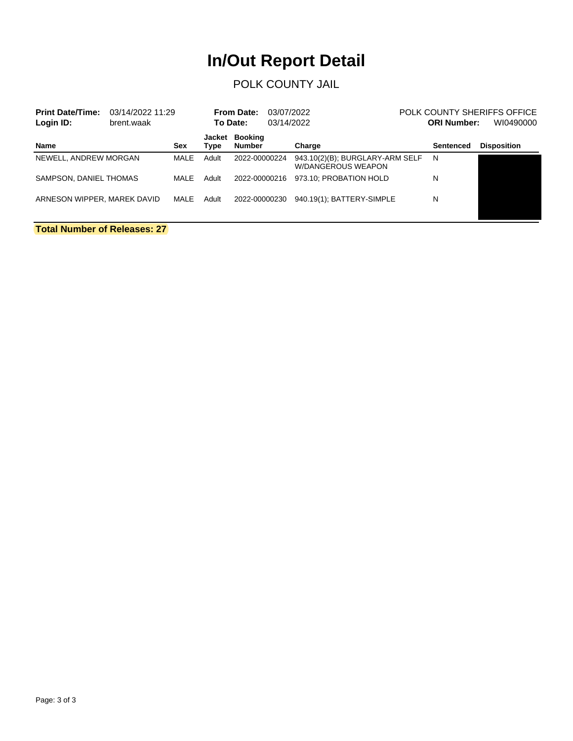# In/Out Report Detail

POLK COUNTY JAIL

| | | | | | |
|---|---|---|---|---|---|
| **Print Date/Time:** | 03/14/2022 11:29 | **From Date:** | 03/07/2022 | POLK COUNTY SHERIFFS OFFICE | |
| **Login ID:** | brent.waak | **To Date:** | 03/14/2022 | **ORI Number:** | WI0490000 |

| Name | Sex | Jacket Type | Booking Number | Charge | Sentenced | Disposition |
|---|---|---|---|---|---|---|
| NEWELL, ANDREW MORGAN | MALE | Adult | 2022-00000224 | 943.10(2)(B); BURGLARY-ARM SELF W/DANGEROUS WEAPON | N | |
| SAMPSON, DANIEL THOMAS | MALE | Adult | 2022-00000216 | 973.10; PROBATION HOLD | N | |
| ARNESON WIPPER, MAREK DAVID | MALE | Adult | 2022-00000230 | 940.19(1); BATTERY-SIMPLE | N | |

**Total Number of Releases: 27**